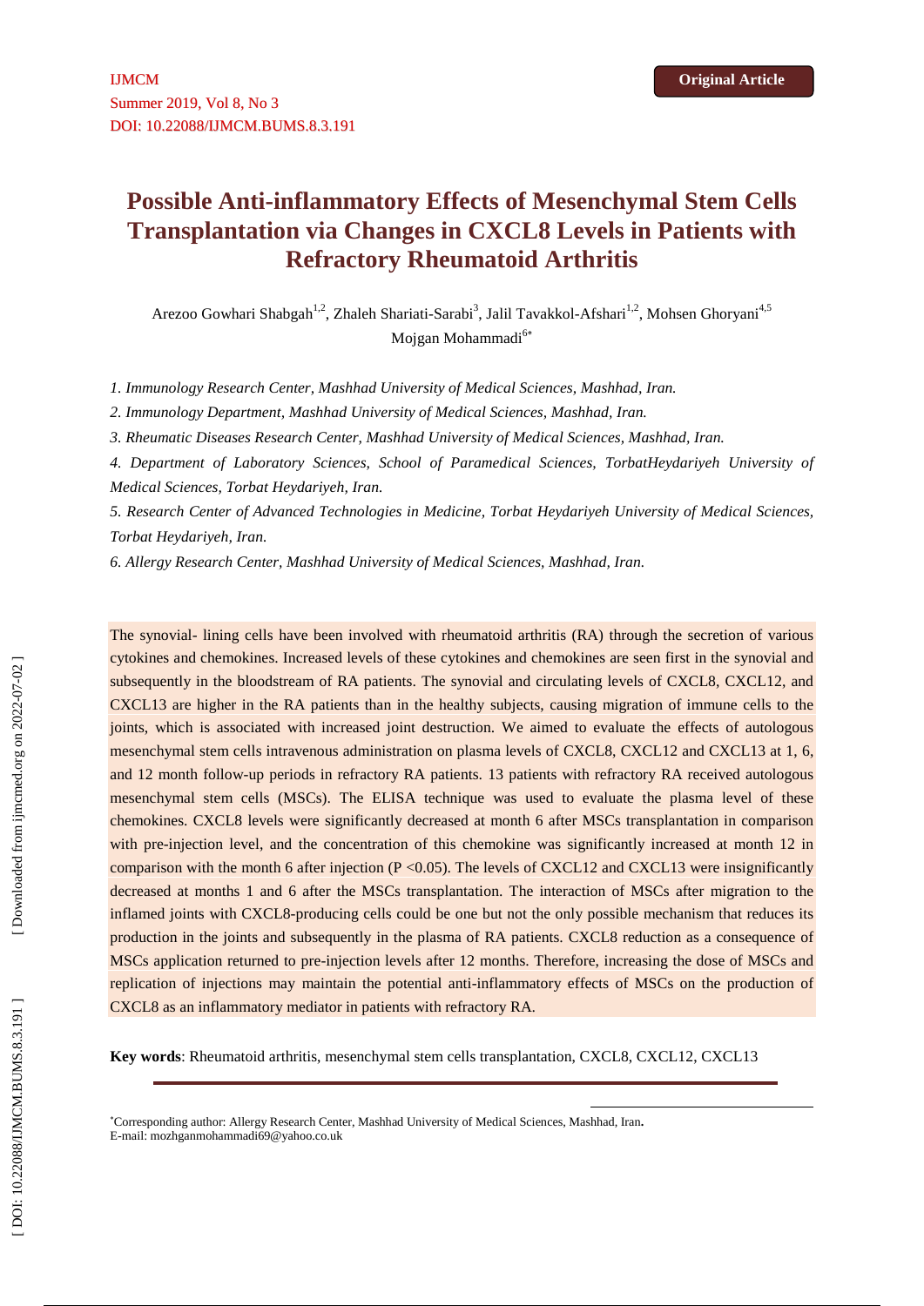IJMCM
Summer 2019, Vol 8, No 3
DOI: 10.22088/IJMCM.BUMS.8.3.191

**Original Article**

# Possible Anti-inflammatory Effects of Mesenchymal Stem Cells Transplantation via Changes in CXCL8 Levels in Patients with Refractory Rheumatoid Arthritis

Arezoo Gowhari Shabgah[1,2], Zhaleh Shariati-Sarabi[3], Jalil Tavakkol-Afshari[1,2], Mohsen Ghoryani[4,5] Mojgan Mohammadi[6*]

*1. Immunology Research Center, Mashhad University of Medical Sciences, Mashhad, Iran.*

*2. Immunology Department, Mashhad University of Medical Sciences, Mashhad, Iran.*

*3. Rheumatic Diseases Research Center, Mashhad University of Medical Sciences, Mashhad, Iran.*

*4. Department of Laboratory Sciences, School of Paramedical Sciences, TorbatHeydariyeh University of Medical Sciences, Torbat Heydariyeh, Iran.*

*5. Research Center of Advanced Technologies in Medicine, Torbat Heydariyeh University of Medical Sciences, Torbat Heydariyeh, Iran.*

*6. Allergy Research Center, Mashhad University of Medical Sciences, Mashhad, Iran.*

The synovial- lining cells have been involved with rheumatoid arthritis (RA) through the secretion of various cytokines and chemokines. Increased levels of these cytokines and chemokines are seen first in the synovial and subsequently in the bloodstream of RA patients. The synovial and circulating levels of CXCL8, CXCL12, and CXCL13 are higher in the RA patients than in the healthy subjects, causing migration of immune cells to the joints, which is associated with increased joint destruction. We aimed to evaluate the effects of autologous mesenchymal stem cells intravenous administration on plasma levels of CXCL8, CXCL12 and CXCL13 at 1, 6, and 12 month follow-up periods in refractory RA patients. 13 patients with refractory RA received autologous mesenchymal stem cells (MSCs). The ELISA technique was used to evaluate the plasma level of these chemokines. CXCL8 levels were significantly decreased at month 6 after MSCs transplantation in comparison with pre-injection level, and the concentration of this chemokine was significantly increased at month 12 in comparison with the month 6 after injection ($P < 0.05$). The levels of CXCL12 and CXCL13 were insignificantly decreased at months 1 and 6 after the MSCs transplantation. The interaction of MSCs after migration to the inflamed joints with CXCL8-producing cells could be one but not the only possible mechanism that reduces its production in the joints and subsequently in the plasma of RA patients. CXCL8 reduction as a consequence of MSCs application returned to pre-injection levels after 12 months. Therefore, increasing the dose of MSCs and replication of injections may maintain the potential anti-inflammatory effects of MSCs on the production of CXCL8 as an inflammatory mediator in patients with refractory RA.

**Key words**: Rheumatoid arthritis, mesenchymal stem cells transplantation, CXCL8, CXCL12, CXCL13

[*]Corresponding author: Allergy Research Center, Mashhad University of Medical Sciences, Mashhad, Iran.
E-mail: mozhganmohammadi69@yahoo.co.uk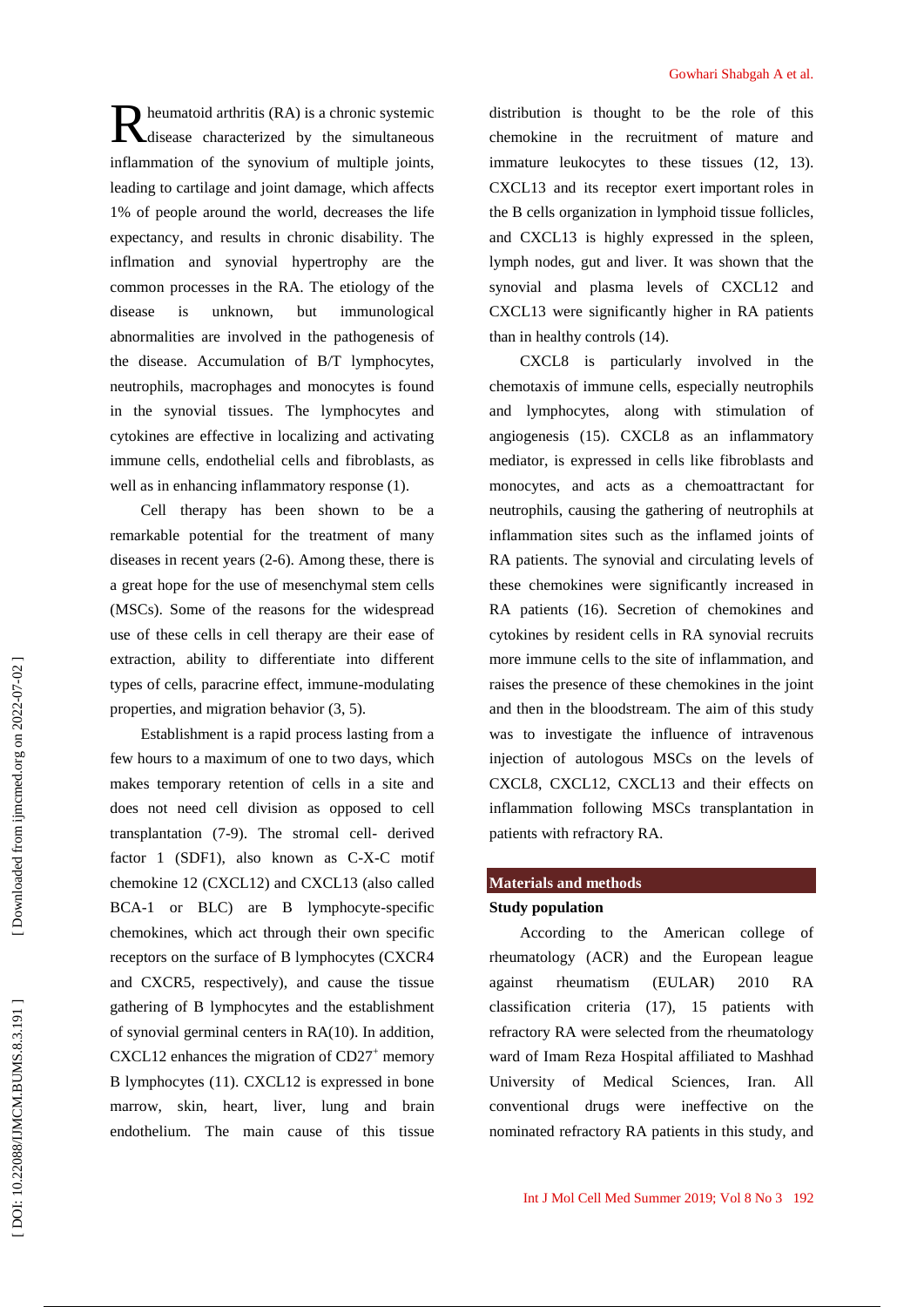Rheumatoid arthritis (RA) is a chronic systemic disease characterized by the simultaneous inflammation of the synovium of multiple joints, leading to cartilage and joint damage, which affects 1% of people around the world, decreases the life expectancy, and results in chronic disability. The inflmation and synovial hypertrophy are the common processes in the RA. The etiology of the disease is unknown, but immunological abnormalities are involved in the pathogenesis of the disease. Accumulation of B/T lymphocytes, neutrophils, macrophages and monocytes is found in the synovial tissues. The lymphocytes and cytokines are effective in localizing and activating immune cells, endothelial cells and fibroblasts, as well as in enhancing inflammatory response (1).

Cell therapy has been shown to be a remarkable potential for the treatment of many diseases in recent years (2-6). Among these, there is a great hope for the use of mesenchymal stem cells (MSCs). Some of the reasons for the widespread use of these cells in cell therapy are their ease of extraction, ability to differentiate into different types of cells, paracrine effect, immune-modulating properties, and migration behavior (3, 5).

Establishment is a rapid process lasting from a few hours to a maximum of one to two days, which makes temporary retention of cells in a site and does not need cell division as opposed to cell transplantation (7-9). The stromal cell- derived factor 1 (SDF1), also known as C-X-C motif chemokine 12 (CXCL12) and CXCL13 (also called BCA-1 or BLC) are B lymphocyte-specific chemokines, which act through their own specific receptors on the surface of B lymphocytes (CXCR4 and CXCR5, respectively), and cause the tissue gathering of B lymphocytes and the establishment of synovial germinal centers in RA(10). In addition, CXCL12 enhances the migration of $CD27^+$ memory B lymphocytes (11). CXCL12 is expressed in bone marrow, skin, heart, liver, lung and brain endothelium. The main cause of this tissue distribution is thought to be the role of this chemokine in the recruitment of mature and immature leukocytes to these tissues (12, 13). CXCL13 and its receptor exert important roles in the B cells organization in lymphoid tissue follicles, and CXCL13 is highly expressed in the spleen, lymph nodes, gut and liver. It was shown that the synovial and plasma levels of CXCL12 and CXCL13 were significantly higher in RA patients than in healthy controls (14).

CXCL8 is particularly involved in the chemotaxis of immune cells, especially neutrophils and lymphocytes, along with stimulation of angiogenesis (15). CXCL8 as an inflammatory mediator, is expressed in cells like fibroblasts and monocytes, and acts as a chemoattractant for neutrophils, causing the gathering of neutrophils at inflammation sites such as the inflamed joints of RA patients. The synovial and circulating levels of these chemokines were significantly increased in RA patients (16). Secretion of chemokines and cytokines by resident cells in RA synovial recruits more immune cells to the site of inflammation, and raises the presence of these chemokines in the joint and then in the bloodstream. The aim of this study was to investigate the influence of intravenous injection of autologous MSCs on the levels of CXCL8, CXCL12, CXCL13 and their effects on inflammation following MSCs transplantation in patients with refractory RA.

## Materials and methods

### Study population

According to the American college of rheumatology (ACR) and the European league against rheumatism (EULAR) 2010 RA classification criteria (17), 15 patients with refractory RA were selected from the rheumatology ward of Imam Reza Hospital affiliated to Mashhad University of Medical Sciences, Iran. All conventional drugs were ineffective on the nominated refractory RA patients in this study, and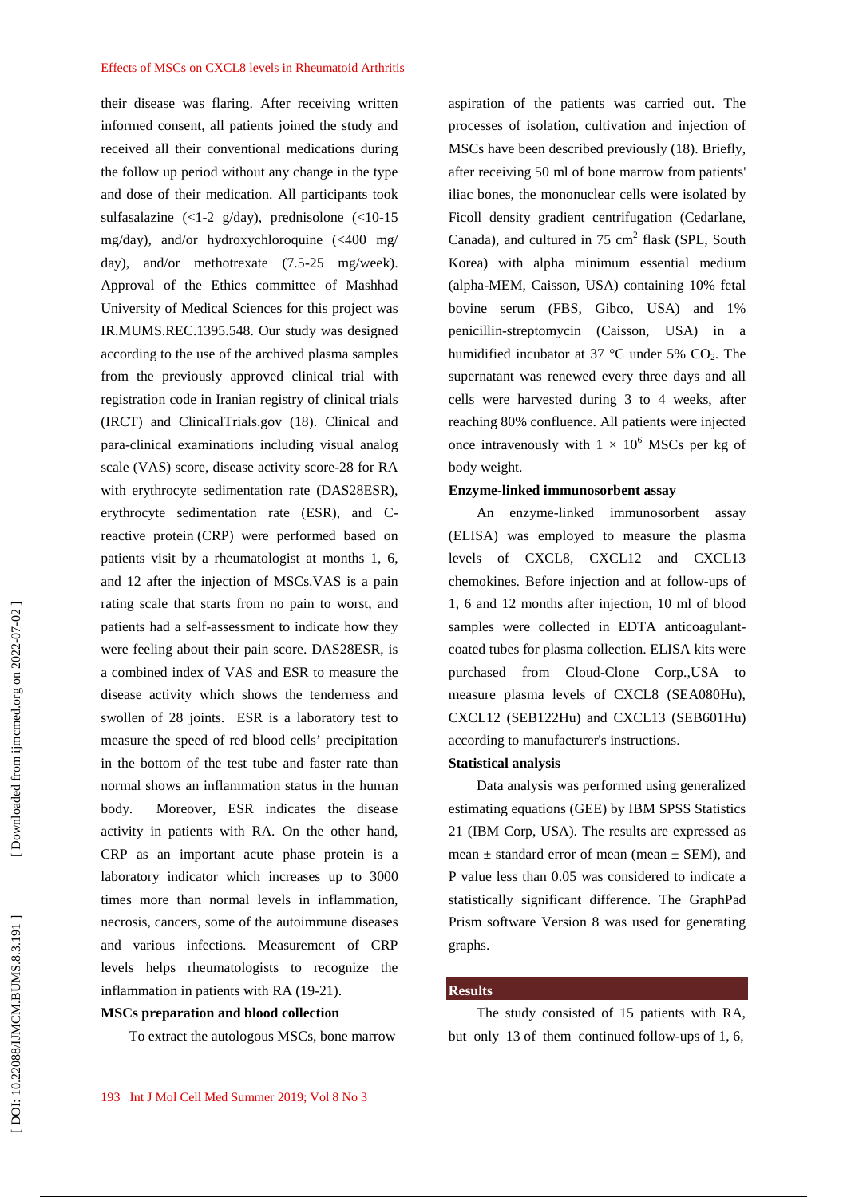their disease was flaring. After receiving written informed consent, all patients joined the study and received all their conventional medications during the follow up period without any change in the type and dose of their medication. All participants took sulfasalazine (<1-2 g/day), prednisolone (<10-15 mg/day), and/or hydroxychloroquine (<400 mg/day), and/or methotrexate (7.5-25 mg/week). Approval of the Ethics committee of Mashhad University of Medical Sciences for this project was IR.MUMS.REC.1395.548. Our study was designed according to the use of the archived plasma samples from the previously approved clinical trial with registration code in Iranian registry of clinical trials (IRCT) and ClinicalTrials.gov (18). Clinical and para-clinical examinations including visual analog scale (VAS) score, disease activity score-28 for RA with erythrocyte sedimentation rate (DAS28ESR), erythrocyte sedimentation rate (ESR), and C-reactive protein (CRP) were performed based on patients visit by a rheumatologist at months 1, 6, and 12 after the injection of MSCs.VAS is a pain rating scale that starts from no pain to worst, and patients had a self-assessment to indicate how they were feeling about their pain score. DAS28ESR, is a combined index of VAS and ESR to measure the disease activity which shows the tenderness and swollen of 28 joints. ESR is a laboratory test to measure the speed of red blood cells' precipitation in the bottom of the test tube and faster rate than normal shows an inflammation status in the human body. Moreover, ESR indicates the disease activity in patients with RA. On the other hand, CRP as an important acute phase protein is a laboratory indicator which increases up to 3000 times more than normal levels in inflammation, necrosis, cancers, some of the autoimmune diseases and various infections. Measurement of CRP levels helps rheumatologists to recognize the inflammation in patients with RA (19-21).

### MSCs preparation and blood collection

To extract the autologous MSCs, bone marrow aspiration of the patients was carried out. The processes of isolation, cultivation and injection of MSCs have been described previously (18). Briefly, after receiving 50 ml of bone marrow from patients' iliac bones, the mononuclear cells were isolated by Ficoll density gradient centrifugation (Cedarlane, Canada), and cultured in 75 $cm^2$ flask (SPL, South Korea) with alpha minimum essential medium (alpha-MEM, Caisson, USA) containing 10% fetal bovine serum (FBS, Gibco, USA) and 1% penicillin-streptomycin (Caisson, USA) in a humidified incubator at 37 °C under 5% $CO_2$. The supernatant was renewed every three days and all cells were harvested during 3 to 4 weeks, after reaching 80% confluence. All patients were injected once intravenously with $1 \times 10^6$ MSCs per kg of body weight.

### Enzyme-linked immunosorbent assay

An enzyme-linked immunosorbent assay (ELISA) was employed to measure the plasma levels of CXCL8, CXCL12 and CXCL13 chemokines. Before injection and at follow-ups of 1, 6 and 12 months after injection, 10 ml of blood samples were collected in EDTA anticoagulant-coated tubes for plasma collection. ELISA kits were purchased from Cloud-Clone Corp.,USA to measure plasma levels of CXCL8 (SEA080Hu), CXCL12 (SEB122Hu) and CXCL13 (SEB601Hu) according to manufacturer's instructions.

### Statistical analysis

Data analysis was performed using generalized estimating equations (GEE) by IBM SPSS Statistics 21 (IBM Corp, USA). The results are expressed as mean ± standard error of mean (mean ± SEM), and P value less than 0.05 was considered to indicate a statistically significant difference. The GraphPad Prism software Version 8 was used for generating graphs.

## Results

The study consisted of 15 patients with RA, but only 13 of them continued follow-ups of 1, 6,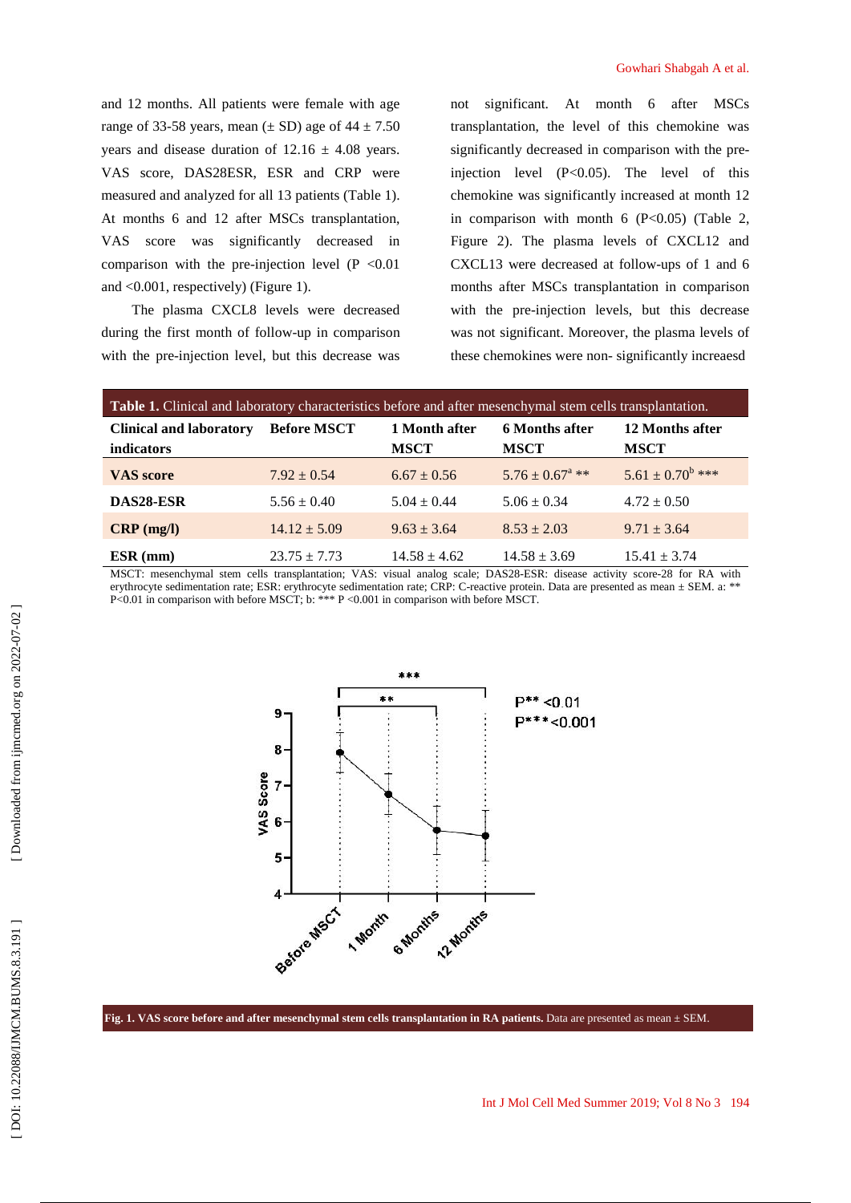and 12 months. All patients were female with age range of 33-58 years, mean (± SD) age of 44 ± 7.50 years and disease duration of 12.16 ± 4.08 years. VAS score, DAS28ESR, ESR and CRP were measured and analyzed for all 13 patients (Table 1). At months 6 and 12 after MSCs transplantation, VAS score was significantly decreased in comparison with the pre-injection level (P <0.01 and <0.001, respectively) (Figure 1).

The plasma CXCL8 levels were decreased during the first month of follow-up in comparison with the pre-injection level, but this decrease was not significant. At month 6 after MSCs transplantation, the level of this chemokine was significantly decreased in comparison with the pre-injection level (P<0.05). The level of this chemokine was significantly increased at month 12 in comparison with month 6 (P<0.05) (Table 2, Figure 2). The plasma levels of CXCL12 and CXCL13 were decreased at follow-ups of 1 and 6 months after MSCs transplantation in comparison with the pre-injection levels, but this decrease was not significant. Moreover, the plasma levels of these chemokines were non- significantly increaesd

**Table 1.** Clinical and laboratory characteristics before and after mesenchymal stem cells transplantation.

| Clinical and laboratory indicators | Before MSCT | 1 Month after MSCT | 6 Months after MSCT | 12 Months after MSCT |
|---|---|---|---|---|
| **VAS score** | 7.92 ± 0.54 | 6.67 ± 0.56 | 5.76 ± 0.67[a] ** | 5.61 ± 0.70[b] *** |
| **DAS28-ESR** | 5.56 ± 0.40 | 5.04 ± 0.44 | 5.06 ± 0.34 | 4.72 ± 0.50 |
| **CRP (mg/l)** | 14.12 ± 5.09 | 9.63 ± 3.64 | 8.53 ± 2.03 | 9.71 ± 3.64 |
| **ESR (mm)** | 23.75 ± 7.73 | 14.58 ± 4.62 | 14.58 ± 3.69 | 15.41 ± 3.74 |

MSCT: mesenchymal stem cells transplantation; VAS: visual analog scale; DAS28-ESR: disease activity score-28 for RA with erythrocyte sedimentation rate; ESR: erythrocyte sedimentation rate; CRP: C-reactive protein. Data are presented as mean ± SEM. a: ** P<0.01 in comparison with before MSCT; b: *** P <0.001 in comparison with before MSCT.

**Fig. 1. VAS score before and after mesenchymal stem cells transplantation in RA patients.** Data are presented as mean ± SEM.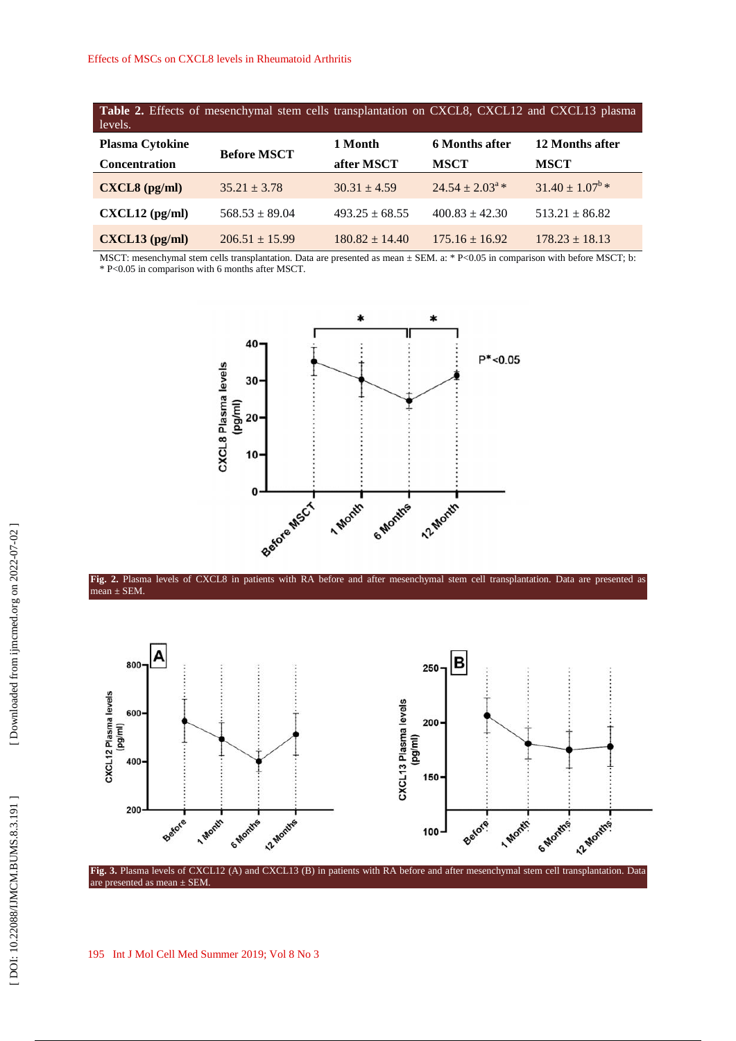**Table 2.** Effects of mesenchymal stem cells transplantation on CXCL8, CXCL12 and CXCL13 plasma levels.

| Plasma Cytokine Concentration | Before MSCT | 1 Month after MSCT | 6 Months after MSCT | 12 Months after MSCT |
|---|---|---|---|---|
| **CXCL8 (pg/ml)** | 35.21 ± 3.78 | 30.31 ± 4.59 | 24.54 ± 2.03[a] * | 31.40 ± 1.07[b] * |
| **CXCL12 (pg/ml)** | 568.53 ± 89.04 | 493.25 ± 68.55 | 400.83 ± 42.30 | 513.21 ± 86.82 |
| **CXCL13 (pg/ml)** | 206.51 ± 15.99 | 180.82 ± 14.40 | 175.16 ± 16.92 | 178.23 ± 18.13 |

MSCT: mesenchymal stem cells transplantation. Data are presented as mean ± SEM. a: * P<0.05 in comparison with before MSCT; b: * P<0.05 in comparison with 6 months after MSCT.

**Fig. 2.** Plasma levels of CXCL8 in patients with RA before and after mesenchymal stem cell transplantation. Data are presented as mean ± SEM.

**Fig. 3.** Plasma levels of CXCL12 (A) and CXCL13 (B) in patients with RA before and after mesenchymal stem cell transplantation. Data are presented as mean ± SEM.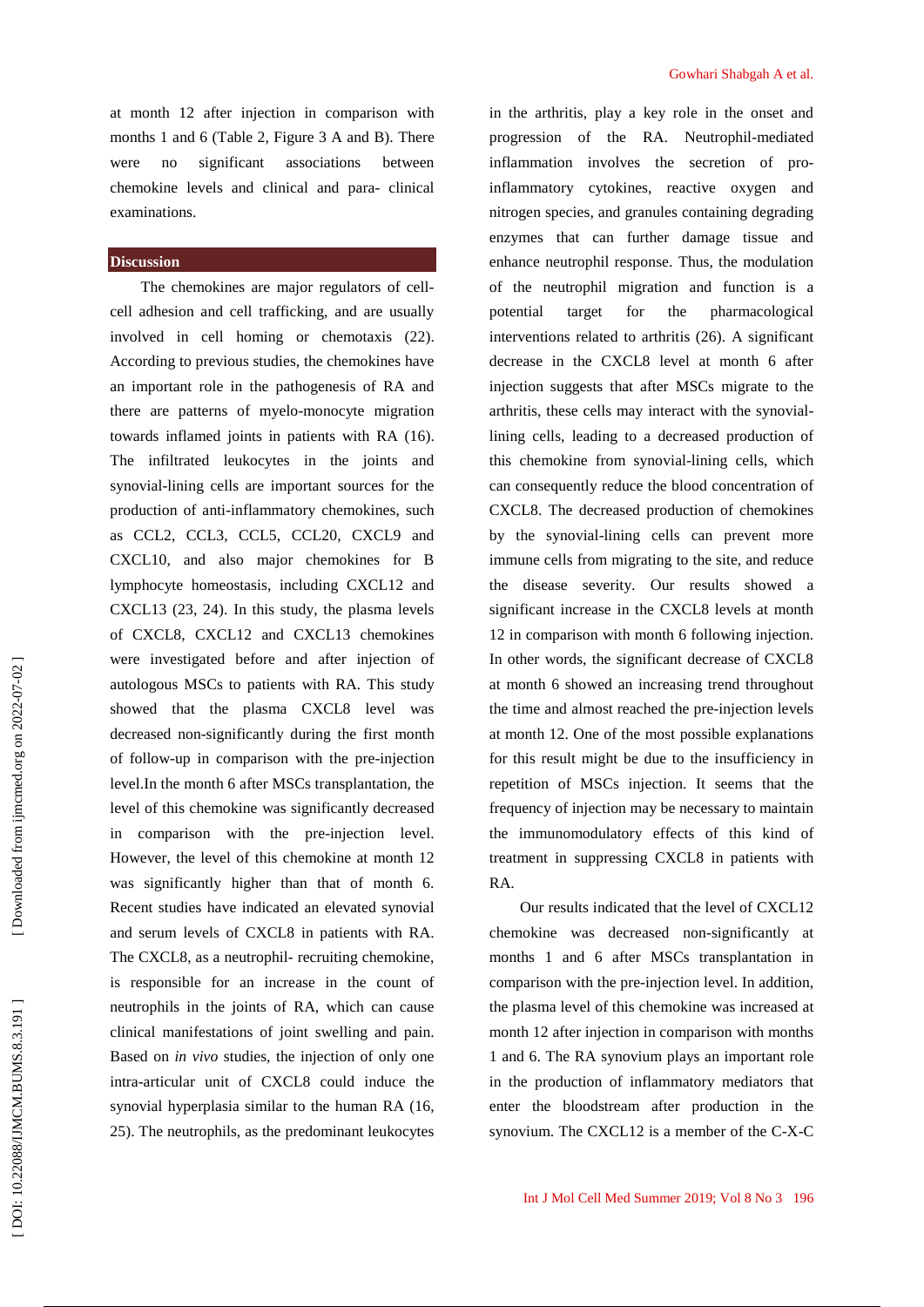at month 12 after injection in comparison with months 1 and 6 (Table 2, Figure 3 A and B). There were no significant associations between chemokine levels and clinical and para- clinical examinations.

## Discussion

The chemokines are major regulators of cell-cell adhesion and cell trafficking, and are usually involved in cell homing or chemotaxis (22). According to previous studies, the chemokines have an important role in the pathogenesis of RA and there are patterns of myelo-monocyte migration towards inflamed joints in patients with RA (16). The infiltrated leukocytes in the joints and synovial-lining cells are important sources for the production of anti-inflammatory chemokines, such as CCL2, CCL3, CCL5, CCL20, CXCL9 and CXCL10, and also major chemokines for B lymphocyte homeostasis, including CXCL12 and CXCL13 (23, 24). In this study, the plasma levels of CXCL8, CXCL12 and CXCL13 chemokines were investigated before and after injection of autologous MSCs to patients with RA. This study showed that the plasma CXCL8 level was decreased non-significantly during the first month of follow-up in comparison with the pre-injection level.In the month 6 after MSCs transplantation, the level of this chemokine was significantly decreased in comparison with the pre-injection level. However, the level of this chemokine at month 12 was significantly higher than that of month 6. Recent studies have indicated an elevated synovial and serum levels of CXCL8 in patients with RA. The CXCL8, as a neutrophil- recruiting chemokine, is responsible for an increase in the count of neutrophils in the joints of RA, which can cause clinical manifestations of joint swelling and pain. Based on *in vivo* studies, the injection of only one intra-articular unit of CXCL8 could induce the synovial hyperplasia similar to the human RA (16, 25). The neutrophils, as the predominant leukocytes in the arthritis, play a key role in the onset and progression of the RA. Neutrophil-mediated inflammation involves the secretion of pro-inflammatory cytokines, reactive oxygen and nitrogen species, and granules containing degrading enzymes that can further damage tissue and enhance neutrophil response. Thus, the modulation of the neutrophil migration and function is a potential target for the pharmacological interventions related to arthritis (26). A significant decrease in the CXCL8 level at month 6 after injection suggests that after MSCs migrate to the arthritis, these cells may interact with the synovial-lining cells, leading to a decreased production of this chemokine from synovial-lining cells, which can consequently reduce the blood concentration of CXCL8. The decreased production of chemokines by the synovial-lining cells can prevent more immune cells from migrating to the site, and reduce the disease severity. Our results showed a significant increase in the CXCL8 levels at month 12 in comparison with month 6 following injection. In other words, the significant decrease of CXCL8 at month 6 showed an increasing trend throughout the time and almost reached the pre-injection levels at month 12. One of the most possible explanations for this result might be due to the insufficiency in repetition of MSCs injection. It seems that the frequency of injection may be necessary to maintain the immunomodulatory effects of this kind of treatment in suppressing CXCL8 in patients with RA.

Our results indicated that the level of CXCL12 chemokine was decreased non-significantly at months 1 and 6 after MSCs transplantation in comparison with the pre-injection level. In addition, the plasma level of this chemokine was increased at month 12 after injection in comparison with months 1 and 6. The RA synovium plays an important role in the production of inflammatory mediators that enter the bloodstream after production in the synovium. The CXCL12 is a member of the C-X-C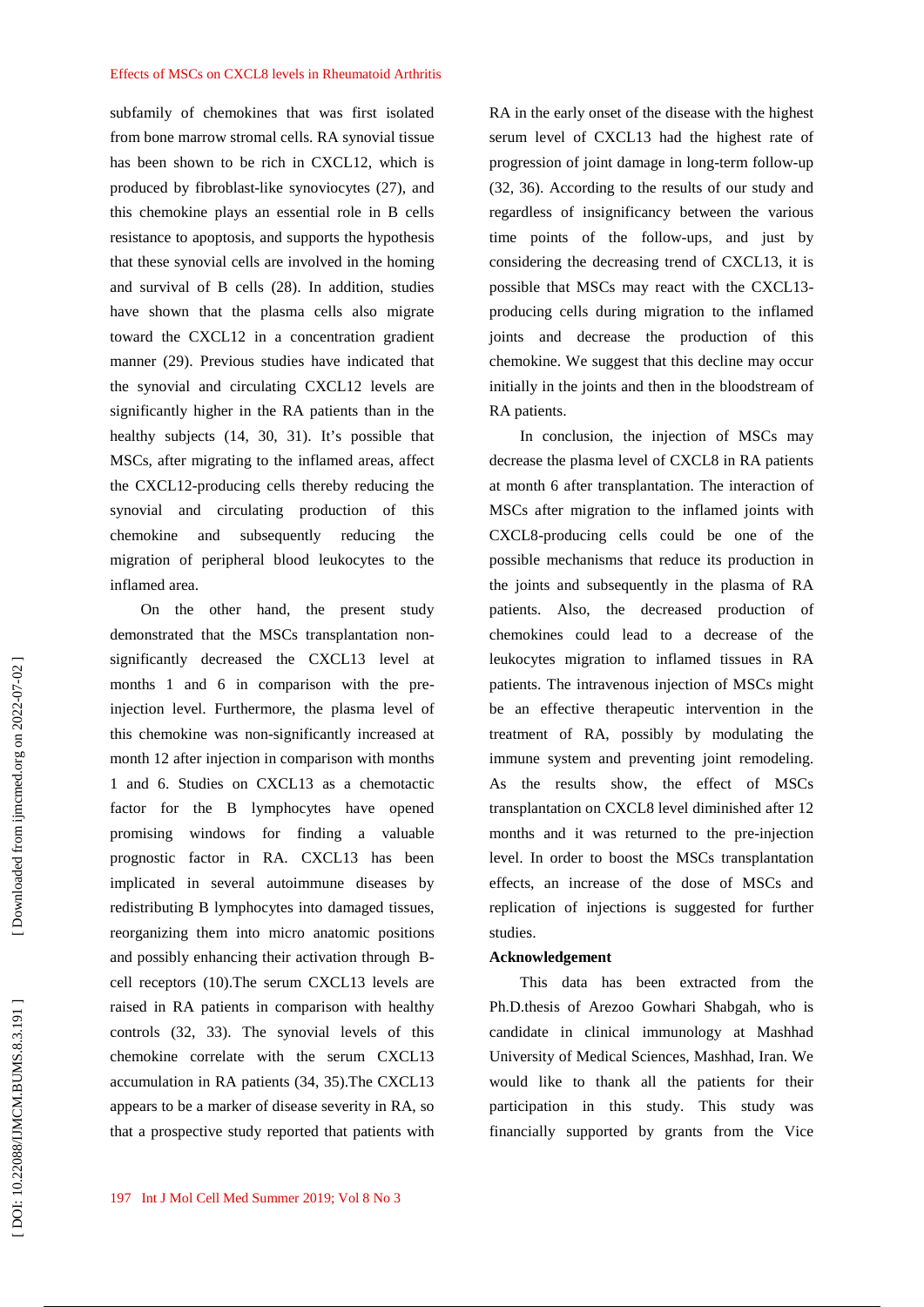subfamily of chemokines that was first isolated from bone marrow stromal cells. RA synovial tissue has been shown to be rich in CXCL12, which is produced by fibroblast-like synoviocytes (27), and this chemokine plays an essential role in B cells resistance to apoptosis, and supports the hypothesis that these synovial cells are involved in the homing and survival of B cells (28). In addition, studies have shown that the plasma cells also migrate toward the CXCL12 in a concentration gradient manner (29). Previous studies have indicated that the synovial and circulating CXCL12 levels are significantly higher in the RA patients than in the healthy subjects (14, 30, 31). It's possible that MSCs, after migrating to the inflamed areas, affect the CXCL12-producing cells thereby reducing the synovial and circulating production of this chemokine and subsequently reducing the migration of peripheral blood leukocytes to the inflamed area.

On the other hand, the present study demonstrated that the MSCs transplantation non-significantly decreased the CXCL13 level at months 1 and 6 in comparison with the pre-injection level. Furthermore, the plasma level of this chemokine was non-significantly increased at month 12 after injection in comparison with months 1 and 6. Studies on CXCL13 as a chemotactic factor for the B lymphocytes have opened promising windows for finding a valuable prognostic factor in RA. CXCL13 has been implicated in several autoimmune diseases by redistributing B lymphocytes into damaged tissues, reorganizing them into micro anatomic positions and possibly enhancing their activation through B-cell receptors (10).The serum CXCL13 levels are raised in RA patients in comparison with healthy controls (32, 33). The synovial levels of this chemokine correlate with the serum CXCL13 accumulation in RA patients (34, 35).The CXCL13 appears to be a marker of disease severity in RA, so that a prospective study reported that patients with RA in the early onset of the disease with the highest serum level of CXCL13 had the highest rate of progression of joint damage in long-term follow-up (32, 36). According to the results of our study and regardless of insignificancy between the various time points of the follow-ups, and just by considering the decreasing trend of CXCL13, it is possible that MSCs may react with the CXCL13-producing cells during migration to the inflamed joints and decrease the production of this chemokine. We suggest that this decline may occur initially in the joints and then in the bloodstream of RA patients.

In conclusion, the injection of MSCs may decrease the plasma level of CXCL8 in RA patients at month 6 after transplantation. The interaction of MSCs after migration to the inflamed joints with CXCL8-producing cells could be one of the possible mechanisms that reduce its production in the joints and subsequently in the plasma of RA patients. Also, the decreased production of chemokines could lead to a decrease of the leukocytes migration to inflamed tissues in RA patients. The intravenous injection of MSCs might be an effective therapeutic intervention in the treatment of RA, possibly by modulating the immune system and preventing joint remodeling. As the results show, the effect of MSCs transplantation on CXCL8 level diminished after 12 months and it was returned to the pre-injection level. In order to boost the MSCs transplantation effects, an increase of the dose of MSCs and replication of injections is suggested for further studies.

## Acknowledgement

This data has been extracted from the Ph.D.thesis of Arezoo Gowhari Shabgah, who is candidate in clinical immunology at Mashhad University of Medical Sciences, Mashhad, Iran. We would like to thank all the patients for their participation in this study. This study was financially supported by grants from the Vice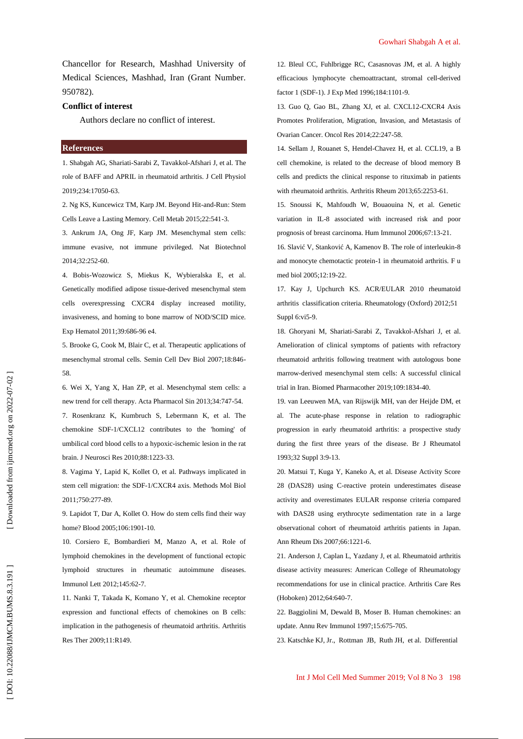Chancellor for Research, Mashhad University of Medical Sciences, Mashhad, Iran (Grant Number. 950782).

**Conflict of interest**

Authors declare no conflict of interest.

## References

1. Shabgah AG, Shariati-Sarabi Z, Tavakkol-Afshari J, et al. The role of BAFF and APRIL in rheumatoid arthritis. J Cell Physiol 2019;234:17050-63.

2. Ng KS, Kuncewicz TM, Karp JM. Beyond Hit-and-Run: Stem Cells Leave a Lasting Memory. Cell Metab 2015;22:541-3.

3. Ankrum JA, Ong JF, Karp JM. Mesenchymal stem cells: immune evasive, not immune privileged. Nat Biotechnol 2014;32:252-60.

4. Bobis-Wozowicz S, Miekus K, Wybieralska E, et al. Genetically modified adipose tissue-derived mesenchymal stem cells overexpressing CXCR4 display increased motility, invasiveness, and homing to bone marrow of NOD/SCID mice. Exp Hematol 2011;39:686-96 e4.

5. Brooke G, Cook M, Blair C, et al. Therapeutic applications of mesenchymal stromal cells. Semin Cell Dev Biol 2007;18:846-58.

6. Wei X, Yang X, Han ZP, et al. Mesenchymal stem cells: a new trend for cell therapy. Acta Pharmacol Sin 2013;34:747-54.

7. Rosenkranz K, Kumbruch S, Lebermann K, et al. The chemokine SDF-1/CXCL12 contributes to the 'homing' of umbilical cord blood cells to a hypoxic-ischemic lesion in the rat brain. J Neurosci Res 2010;88:1223-33.

8. Vagima Y, Lapid K, Kollet O, et al. Pathways implicated in stem cell migration: the SDF-1/CXCR4 axis. Methods Mol Biol 2011;750:277-89.

9. Lapidot T, Dar A, Kollet O. How do stem cells find their way home? Blood 2005;106:1901-10.

10. Corsiero E, Bombardieri M, Manzo A, et al. Role of lymphoid chemokines in the development of functional ectopic lymphoid structures in rheumatic autoimmune diseases. Immunol Lett 2012;145:62-7.

11. Nanki T, Takada K, Komano Y, et al. Chemokine receptor expression and functional effects of chemokines on B cells: implication in the pathogenesis of rheumatoid arthritis. Arthritis Res Ther 2009;11:R149.

12. Bleul CC, Fuhlbrigge RC, Casasnovas JM, et al. A highly efficacious lymphocyte chemoattractant, stromal cell-derived factor 1 (SDF-1). J Exp Med 1996;184:1101-9.

13. Guo Q, Gao BL, Zhang XJ, et al. CXCL12-CXCR4 Axis Promotes Proliferation, Migration, Invasion, and Metastasis of Ovarian Cancer. Oncol Res 2014;22:247-58.

14. Sellam J, Rouanet S, Hendel-Chavez H, et al. CCL19, a B cell chemokine, is related to the decrease of blood memory B cells and predicts the clinical response to rituximab in patients with rheumatoid arthritis. Arthritis Rheum 2013;65:2253-61.

15. Snoussi K, Mahfoudh W, Bouaouina N, et al. Genetic variation in IL-8 associated with increased risk and poor prognosis of breast carcinoma. Hum Immunol 2006;67:13-21.

16. Slavić V, Stanković A, Kamenov B. The role of interleukin-8 and monocyte chemotactic protein-1 in rheumatoid arthritis. F u med biol 2005;12:19-22.

17. Kay J, Upchurch KS. ACR/EULAR 2010 rheumatoid arthritis classification criteria. Rheumatology (Oxford) 2012;51 Suppl 6:vi5-9.

18. Ghoryani M, Shariati-Sarabi Z, Tavakkol-Afshari J, et al. Amelioration of clinical symptoms of patients with refractory rheumatoid arthritis following treatment with autologous bone marrow-derived mesenchymal stem cells: A successful clinical trial in Iran. Biomed Pharmacother 2019;109:1834-40.

19. van Leeuwen MA, van Rijswijk MH, van der Heijde DM, et al. The acute-phase response in relation to radiographic progression in early rheumatoid arthritis: a prospective study during the first three years of the disease. Br J Rheumatol 1993;32 Suppl 3:9-13.

20. Matsui T, Kuga Y, Kaneko A, et al. Disease Activity Score 28 (DAS28) using C-reactive protein underestimates disease activity and overestimates EULAR response criteria compared with DAS28 using erythrocyte sedimentation rate in a large observational cohort of rheumatoid arthritis patients in Japan. Ann Rheum Dis 2007;66:1221-6.

21. Anderson J, Caplan L, Yazdany J, et al. Rheumatoid arthritis disease activity measures: American College of Rheumatology recommendations for use in clinical practice. Arthritis Care Res (Hoboken) 2012;64:640-7.

22. Baggiolini M, Dewald B, Moser B. Human chemokines: an update. Annu Rev Immunol 1997;15:675-705.

23. Katschke KJ, Jr., Rottman JB, Ruth JH, et al. Differential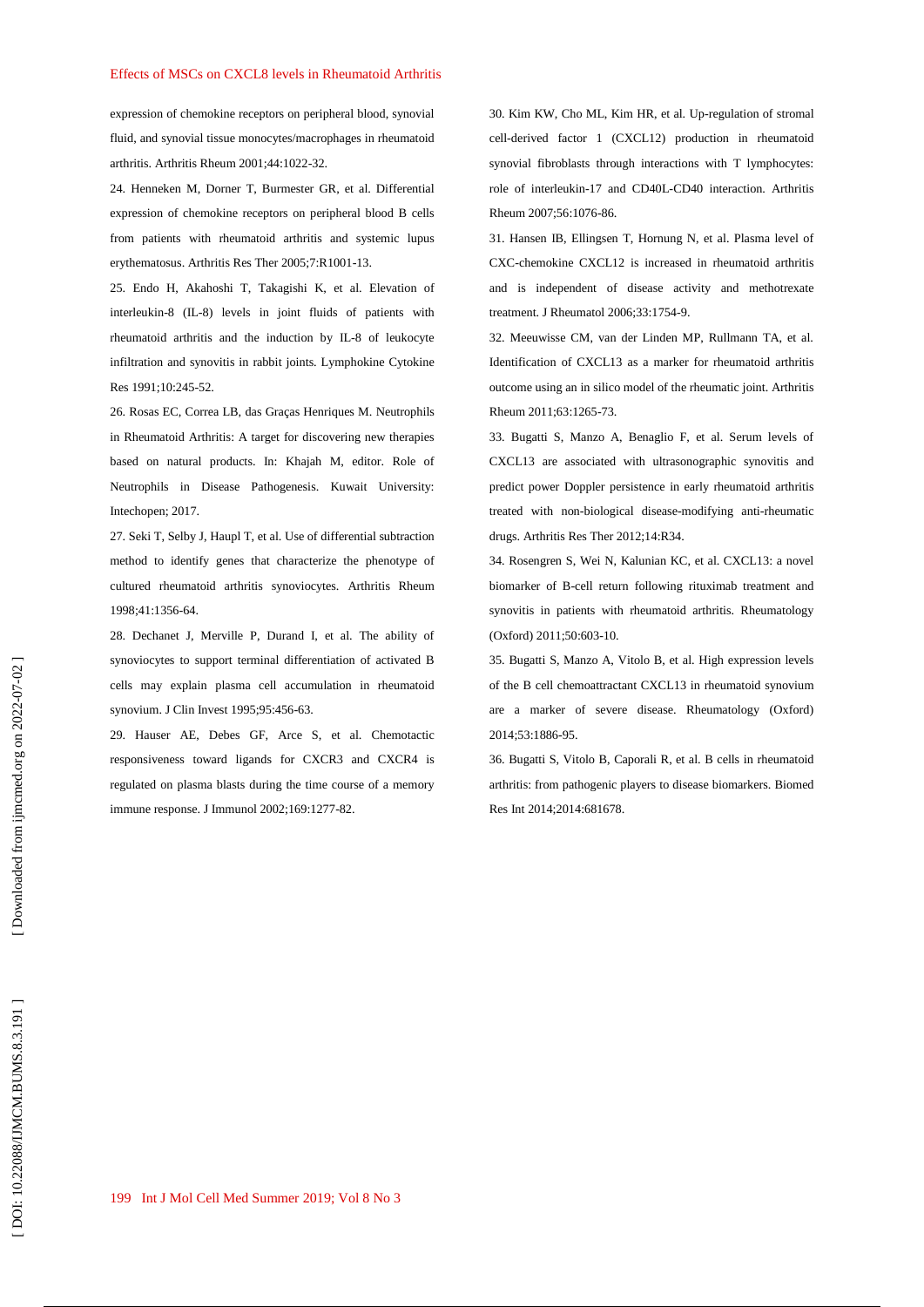expression of chemokine receptors on peripheral blood, synovial fluid, and synovial tissue monocytes/macrophages in rheumatoid arthritis. Arthritis Rheum 2001;44:1022-32.

24. Henneken M, Dorner T, Burmester GR, et al. Differential expression of chemokine receptors on peripheral blood B cells from patients with rheumatoid arthritis and systemic lupus erythematosus. Arthritis Res Ther 2005;7:R1001-13.

25. Endo H, Akahoshi T, Takagishi K, et al. Elevation of interleukin-8 (IL-8) levels in joint fluids of patients with rheumatoid arthritis and the induction by IL-8 of leukocyte infiltration and synovitis in rabbit joints. Lymphokine Cytokine Res 1991;10:245-52.

26. Rosas EC, Correa LB, das Graças Henriques M. Neutrophils in Rheumatoid Arthritis: A target for discovering new therapies based on natural products. In: Khajah M, editor. Role of Neutrophils in Disease Pathogenesis. Kuwait University: Intechopen; 2017.

27. Seki T, Selby J, Haupl T, et al. Use of differential subtraction method to identify genes that characterize the phenotype of cultured rheumatoid arthritis synoviocytes. Arthritis Rheum 1998;41:1356-64.

28. Dechanet J, Merville P, Durand I, et al. The ability of synoviocytes to support terminal differentiation of activated B cells may explain plasma cell accumulation in rheumatoid synovium. J Clin Invest 1995;95:456-63.

29. Hauser AE, Debes GF, Arce S, et al. Chemotactic responsiveness toward ligands for CXCR3 and CXCR4 is regulated on plasma blasts during the time course of a memory immune response. J Immunol 2002;169:1277-82.

30. Kim KW, Cho ML, Kim HR, et al. Up-regulation of stromal cell-derived factor 1 (CXCL12) production in rheumatoid synovial fibroblasts through interactions with T lymphocytes: role of interleukin-17 and CD40L-CD40 interaction. Arthritis Rheum 2007;56:1076-86.

31. Hansen IB, Ellingsen T, Hornung N, et al. Plasma level of CXC-chemokine CXCL12 is increased in rheumatoid arthritis and is independent of disease activity and methotrexate treatment. J Rheumatol 2006;33:1754-9.

32. Meeuwisse CM, van der Linden MP, Rullmann TA, et al. Identification of CXCL13 as a marker for rheumatoid arthritis outcome using an in silico model of the rheumatic joint. Arthritis Rheum 2011;63:1265-73.

33. Bugatti S, Manzo A, Benaglio F, et al. Serum levels of CXCL13 are associated with ultrasonographic synovitis and predict power Doppler persistence in early rheumatoid arthritis treated with non-biological disease-modifying anti-rheumatic drugs. Arthritis Res Ther 2012;14:R34.

34. Rosengren S, Wei N, Kalunian KC, et al. CXCL13: a novel biomarker of B-cell return following rituximab treatment and synovitis in patients with rheumatoid arthritis. Rheumatology (Oxford) 2011;50:603-10.

35. Bugatti S, Manzo A, Vitolo B, et al. High expression levels of the B cell chemoattractant CXCL13 in rheumatoid synovium are a marker of severe disease. Rheumatology (Oxford) 2014;53:1886-95.

36. Bugatti S, Vitolo B, Caporali R, et al. B cells in rheumatoid arthritis: from pathogenic players to disease biomarkers. Biomed Res Int 2014;2014:681678.